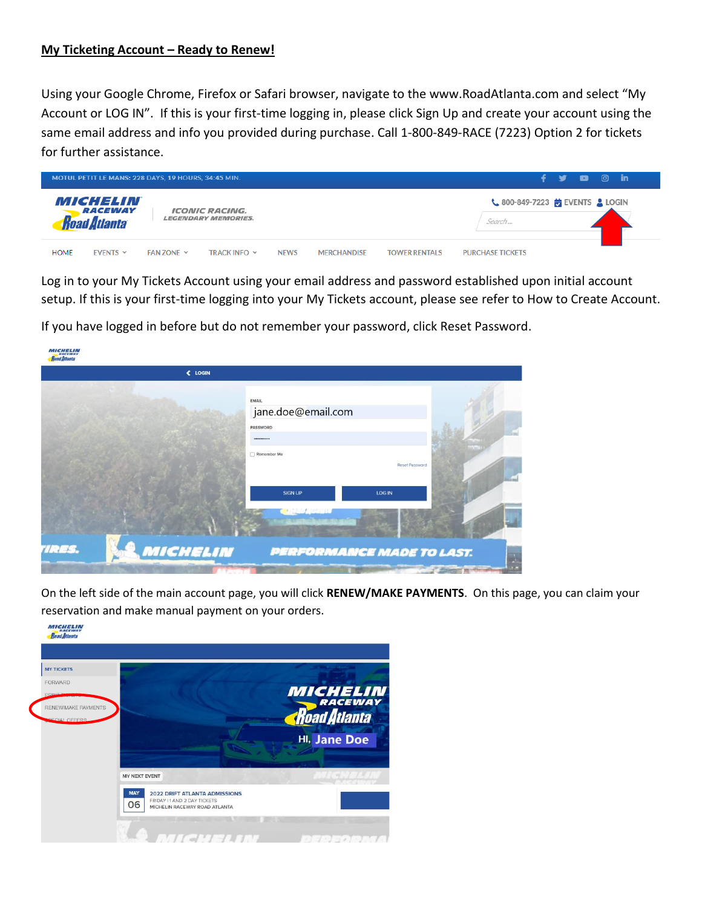## My Ticketing Account – Ready to Renew!

Using your Google Chrome, Firefox or Safari browser, navigate to the www.RoadAtlanta.com and select "My Account or LOG IN". If this is your first-time logging in, please click Sign Up and create your account using the same email address and info you provided during purchase. Call 1-800-849-RACE (7223) Option 2 for tickets for further assistance.

Log in to your My Tickets Account using your email address and password established upon initial account setup. If this is your first-time logging into your My Tickets account, please see refer to How to Create Account.

If you have logged in before but do not remember your password, click Reset Password.

On the left side of the main account page, you will click **RENEW/MAKE PAYMENTS**. On this page, you can claim your reservation and make manual payment on your orders.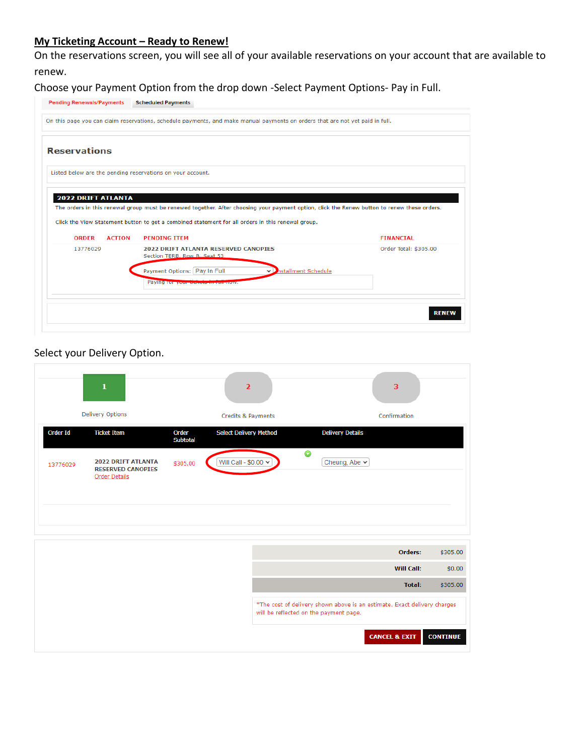## **My Ticketing Account – Ready to Renew!**

On the reservations screen, you will see all of your available reservations on your account that are available to renew.

Choose your Payment Option from the drop down -Select Payment Options- Pay in Full.

Pending Renewals/Payments | Scheduled Payments

On this page you can claim reservations, schedule payments, and make manual payments on orders that are not yet paid in full.

### Reservations

Listed below are the pending reservations on your account.

**2022 DRIFT ATLANTA**

The orders in this renewal group must be renewed together. After choosing your payment option, click the Renew button to renew these orders.

Click the View Statement button to get a combined statement for all orders in this renewal group.

| ORDER | ACTION | PENDING ITEM | FINANCIAL |
|---|---|---|---|
| 13776029 | | 2022 DRIFT ATLANTA RESERVED CANOPIES<br>Section TERR, Row B, Seat 53<br>Payment Options: Pay In Full — Installment Schedule<br>Paying for your tickets in full now. | Order Total: $305.00 |

RENEW

Select your Delivery Option.

1 Delivery Options — 2 Credits & Payments — 3 Confirmation

| Order Id | Ticket Item | Order Subtotal | Select Delivery Method | Delivery Details |
|---|---|---|---|---|
| 13776029 | 2022 DRIFT ATLANTA RESERVED CANOPIES<br>Order Details | $305.00 | Will Call - $0.00 | Cheung, Abe |

| | |
|---|---|
| **Orders:** | $305.00 |
| **Will Call:** | $0.00 |
| **Total:** | $305.00 |

*The cost of delivery shown above is an estimate. Exact delivery charges will be reflected on the payment page.

CANCEL & EXIT | CONTINUE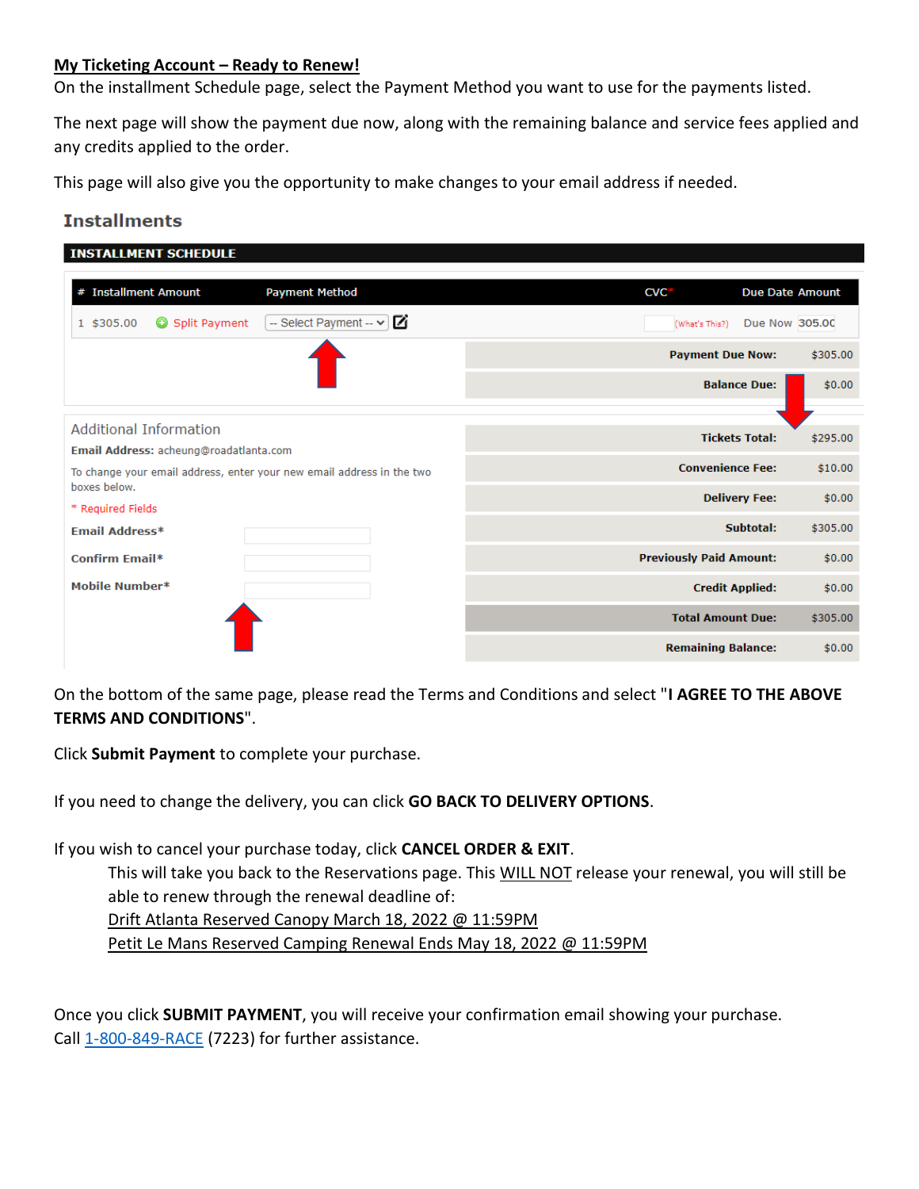**My Ticketing Account – Ready to Renew!**

On the installment Schedule page, select the Payment Method you want to use for the payments listed.

The next page will show the payment due now, along with the remaining balance and service fees applied and any credits applied to the order.

This page will also give you the opportunity to make changes to your email address if needed.

### Installments

**INSTALLMENT SCHEDULE**

| # | Installment Amount | | Payment Method | CVC* | | Due Date | Amount |
|---|---|---|---|---|---|---|---|
| 1 | $305.00 | Split Payment | -- Select Payment -- | | (What's This?) | Due Now | 305.00 |

| | |
|---|---|
| Payment Due Now: | $305.00 |
| Balance Due: | $0.00 |

**Additional Information**

**Email Address:** acheung@roadatlanta.com

To change your email address, enter your new email address in the two boxes below.

* Required Fields

**Email Address***

**Confirm Email***

**Mobile Number***

| | |
|---|---|
| Tickets Total: | $295.00 |
| Convenience Fee: | $10.00 |
| Delivery Fee: | $0.00 |
| Subtotal: | $305.00 |
| Previously Paid Amount: | $0.00 |
| Credit Applied: | $0.00 |
| Total Amount Due: | $305.00 |
| Remaining Balance: | $0.00 |

On the bottom of the same page, please read the Terms and Conditions and select "**I AGREE TO THE ABOVE TERMS AND CONDITIONS**".

Click **Submit Payment** to complete your purchase.

If you need to change the delivery, you can click **GO BACK TO DELIVERY OPTIONS**.

If you wish to cancel your purchase today, click **CANCEL ORDER & EXIT**.

> This will take you back to the Reservations page. This WILL NOT release your renewal, you will still be able to renew through the renewal deadline of:
> Drift Atlanta Reserved Canopy March 18, 2022 @ 11:59PM
> Petit Le Mans Reserved Camping Renewal Ends May 18, 2022 @ 11:59PM

Once you click **SUBMIT PAYMENT**, you will receive your confirmation email showing your purchase.
Call 1-800-849-RACE (7223) for further assistance.